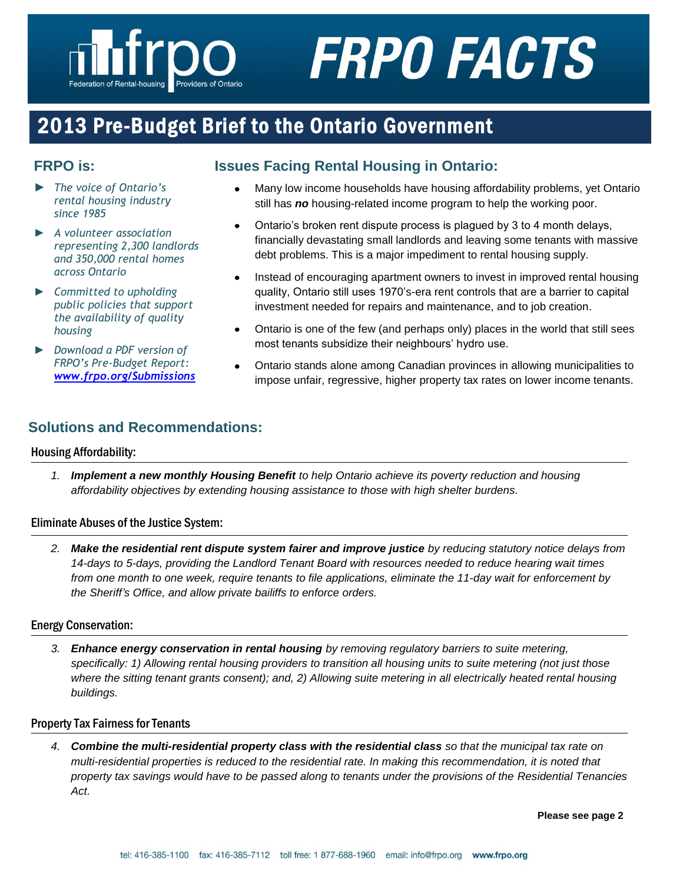# FRPO FACTS

frpo — Federation of Rental-housing Providers of Ontario

## 2013 Pre-Budget Brief to the Ontario Government

### FRPO is:

- *The voice of Ontario's rental housing industry since 1985*
- *A volunteer association representing 2,300 landlords and 350,000 rental homes across Ontario*
- *Committed to upholding public policies that support the availability of quality housing*
- *Download a PDF version of FRPO's Pre-Budget Report: [www.frpo.org/Submissions](www.frpo.org/Submissions)*

### Issues Facing Rental Housing in Ontario:

- Many low income households have housing affordability problems, yet Ontario still has ***no*** housing-related income program to help the working poor.
- Ontario's broken rent dispute process is plagued by 3 to 4 month delays, financially devastating small landlords and leaving some tenants with massive debt problems. This is a major impediment to rental housing supply.
- Instead of encouraging apartment owners to invest in improved rental housing quality, Ontario still uses 1970's-era rent controls that are a barrier to capital investment needed for repairs and maintenance, and to job creation.
- Ontario is one of the few (and perhaps only) places in the world that still sees most tenants subsidize their neighbours' hydro use.
- Ontario stands alone among Canadian provinces in allowing municipalities to impose unfair, regressive, higher property tax rates on lower income tenants.

## Solutions and Recommendations:

### Housing Affordability:

1. ***Implement a new monthly Housing Benefit*** *to help Ontario achieve its poverty reduction and housing affordability objectives by extending housing assistance to those with high shelter burdens.*

### Eliminate Abuses of the Justice System:

2. ***Make the residential rent dispute system fairer and improve justice*** *by reducing statutory notice delays from 14-days to 5-days, providing the Landlord Tenant Board with resources needed to reduce hearing wait times from one month to one week, require tenants to file applications, eliminate the 11-day wait for enforcement by the Sheriff's Office, and allow private bailiffs to enforce orders.*

### Energy Conservation:

3. ***Enhance energy conservation in rental housing*** *by removing regulatory barriers to suite metering, specifically: 1) Allowing rental housing providers to transition all housing units to suite metering (not just those where the sitting tenant grants consent); and, 2) Allowing suite metering in all electrically heated rental housing buildings.*

### Property Tax Fairness for Tenants

4. ***Combine the multi-residential property class with the residential class*** *so that the municipal tax rate on multi-residential properties is reduced to the residential rate. In making this recommendation, it is noted that property tax savings would have to be passed along to tenants under the provisions of the Residential Tenancies Act.*

**Please see page 2**

tel: 416-385-1100 fax: 416-385-7112 toll free: 1 877-688-1960 email: info@frpo.org **www.frpo.org**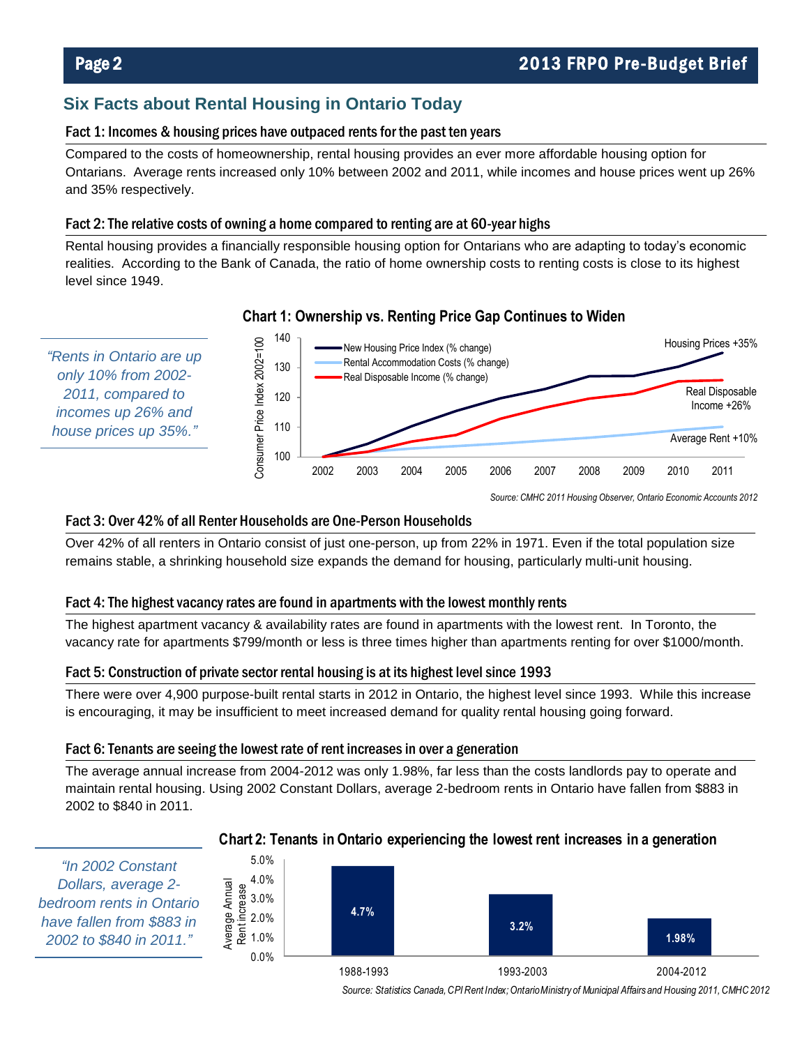## Six Facts about Rental Housing in Ontario Today

### Fact 1: Incomes & housing prices have outpaced rents for the past ten years

Compared to the costs of homeownership, rental housing provides an ever more affordable housing option for Ontarians. Average rents increased only 10% between 2002 and 2011, while incomes and house prices went up 26% and 35% respectively.

### Fact 2: The relative costs of owning a home compared to renting are at 60-year highs

Rental housing provides a financially responsible housing option for Ontarians who are adapting to today's economic realities. According to the Bank of Canada, the ratio of home ownership costs to renting costs is close to its highest level since 1949.

*"Rents in Ontario are up only 10% from 2002-2011, compared to incomes up 26% and house prices up 35%."*

**Chart 1: Ownership vs. Renting Price Gap Continues to Widen**

Consumer Price Index 2002=100

140
130
120
110
100

2002 2003 2004 2005 2006 2007 2008 2009 2010 2011

New Housing Price Index (% change)
Rental Accommodation Costs (% change)
Real Disposable Income (% change)

Housing Prices +35%
Real Disposable Income +26%
Average Rent +10%

*Source: CMHC 2011 Housing Observer, Ontario Economic Accounts 2012*

### Fact 3: Over 42% of all Renter Households are One-Person Households

Over 42% of all renters in Ontario consist of just one-person, up from 22% in 1971. Even if the total population size remains stable, a shrinking household size expands the demand for housing, particularly multi-unit housing.

### Fact 4: The highest vacancy rates are found in apartments with the lowest monthly rents

The highest apartment vacancy & availability rates are found in apartments with the lowest rent. In Toronto, the vacancy rate for apartments $799/month or less is three times higher than apartments renting for over $1000/month.

### Fact 5: Construction of private sector rental housing is at its highest level since 1993

There were over 4,900 purpose-built rental starts in 2012 in Ontario, the highest level since 1993. While this increase is encouraging, it may be insufficient to meet increased demand for quality rental housing going forward.

### Fact 6: Tenants are seeing the lowest rate of rent increases in over a generation

The average annual increase from 2004-2012 was only 1.98%, far less than the costs landlords pay to operate and maintain rental housing. Using 2002 Constant Dollars, average 2-bedroom rents in Ontario have fallen from $883 in 2002 to $840 in 2011.

*"In 2002 Constant Dollars, average 2-bedroom rents in Ontario have fallen from $883 in 2002 to $840 in 2011."*

**Chart 2: Tenants in Ontario experiencing the lowest rent increases in a generation**

Average Annual Rent increase

5.0%
4.0%
3.0%
2.0%
1.0%
0.0%

4.7%
3.2%
1.98%

1988-1993
1993-2003
2004-2012

*Source: Statistics Canada, CPI Rent Index; Ontario Ministry of Municipal Affairs and Housing 2011, CMHC 2012*